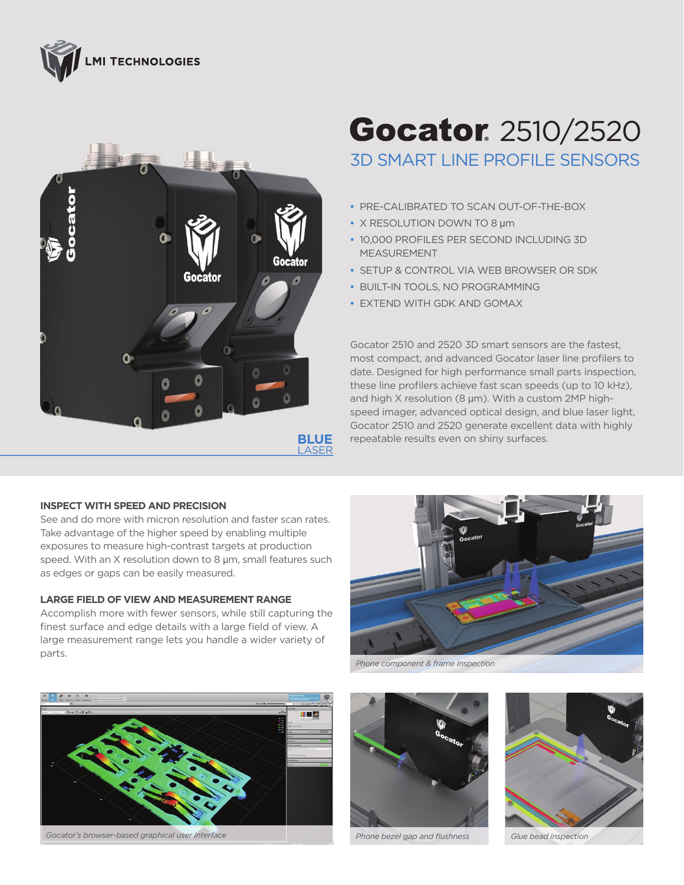LMI TECHNOLOGIES

# Gocator 2510/2520

## 3D SMART LINE PROFILE SENSORS

- PRE-CALIBRATED TO SCAN OUT-OF-THE-BOX
- X RESOLUTION DOWN TO 8 µm
- 10,000 PROFILES PER SECOND INCLUDING 3D MEASUREMENT
- SETUP & CONTROL VIA WEB BROWSER OR SDK
- BUILT-IN TOOLS, NO PROGRAMMING
- EXTEND WITH GDK AND GOMAX

**BLUE** LASER

Gocator 2510 and 2520 3D smart sensors are the fastest, most compact, and advanced Gocator laser line profilers to date. Designed for high performance small parts inspection, these line profilers achieve fast scan speeds (up to 10 kHz), and high X resolution (8 µm). With a custom 2MP high-speed imager, advanced optical design, and blue laser light, Gocator 2510 and 2520 generate excellent data with highly repeatable results even on shiny surfaces.

### INSPECT WITH SPEED AND PRECISION

See and do more with micron resolution and faster scan rates. Take advantage of the higher speed by enabling multiple exposures to measure high-contrast targets at production speed. With an X resolution down to 8 µm, small features such as edges or gaps can be easily measured.

### LARGE FIELD OF VIEW AND MEASUREMENT RANGE

Accomplish more with fewer sensors, while still capturing the finest surface and edge details with a large field of view. A large measurement range lets you handle a wider variety of parts.

*Phone component & frame inspection*

*Gocator's browser-based graphical user interface*

*Phone bezel gap and flushness*

*Glue bead inspection*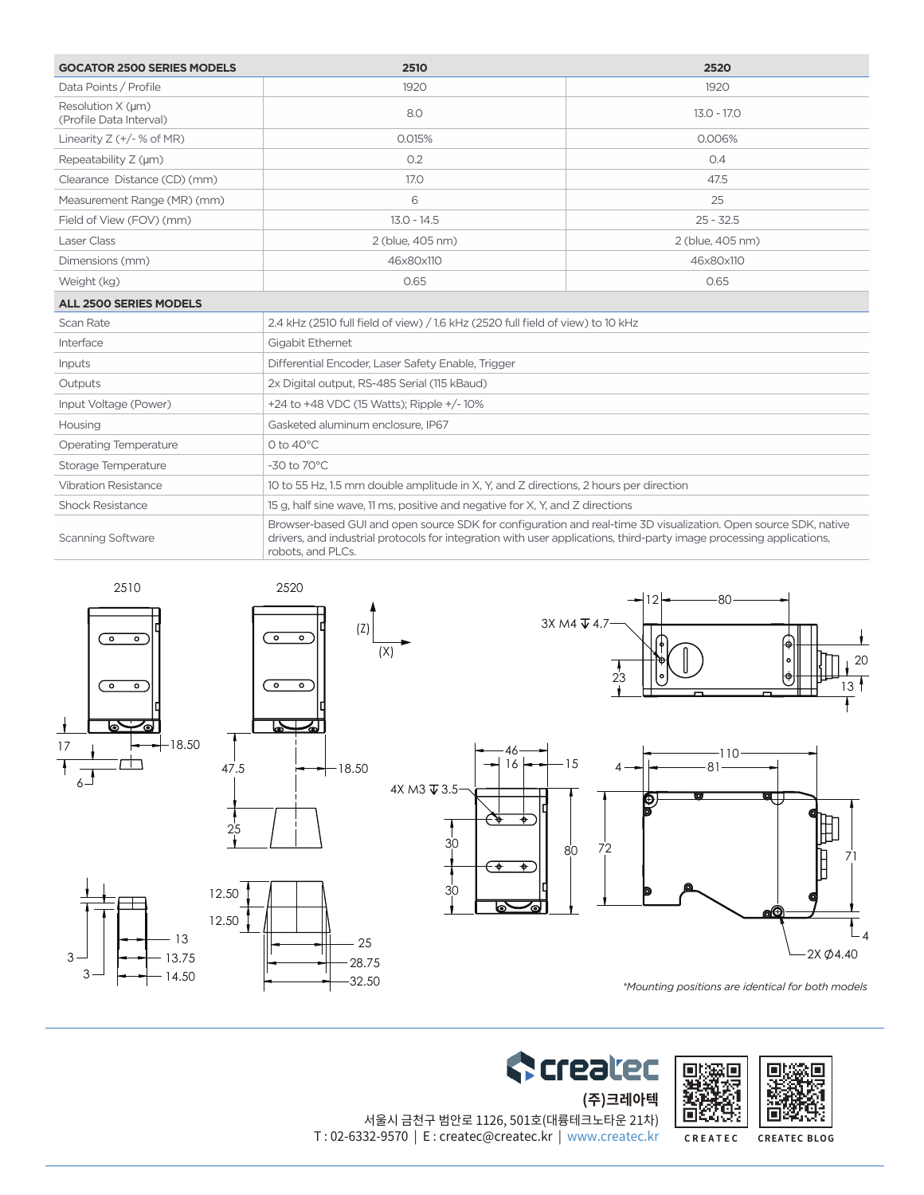| GOCATOR 2500 SERIES MODELS | 2510 | 2520 |
|---|---|---|
| Data Points / Profile | 1920 | 1920 |
| Resolution X (µm)<br>(Profile Data Interval) | 8.0 | 13.0 - 17.0 |
| Linearity Z (+/- % of MR) | 0.015% | 0.006% |
| Repeatability Z (µm) | 0.2 | 0.4 |
| Clearance Distance (CD) (mm) | 17.0 | 47.5 |
| Measurement Range (MR) (mm) | 6 | 25 |
| Field of View (FOV) (mm) | 13.0 - 14.5 | 25 - 32.5 |
| Laser Class | 2 (blue, 405 nm) | 2 (blue, 405 nm) |
| Dimensions (mm) | 46x80x110 | 46x80x110 |
| Weight (kg) | 0.65 | 0.65 |

| ALL 2500 SERIES MODELS | |
|---|---|
| Scan Rate | 2.4 kHz (2510 full field of view) / 1.6 kHz (2520 full field of view) to 10 kHz |
| Interface | Gigabit Ethernet |
| Inputs | Differential Encoder, Laser Safety Enable, Trigger |
| Outputs | 2x Digital output, RS-485 Serial (115 kBaud) |
| Input Voltage (Power) | +24 to +48 VDC (15 Watts); Ripple +/- 10% |
| Housing | Gasketed aluminum enclosure, IP67 |
| Operating Temperature | 0 to 40°C |
| Storage Temperature | -30 to 70°C |
| Vibration Resistance | 10 to 55 Hz, 1.5 mm double amplitude in X, Y, and Z directions, 2 hours per direction |
| Shock Resistance | 15 g, half sine wave, 11 ms, positive and negative for X, Y, and Z directions |
| Scanning Software | Browser-based GUI and open source SDK for configuration and real-time 3D visualization. Open source SDK, native drivers, and industrial protocols for integration with user applications, third-party image processing applications, robots, and PLCs. |

2510

2520

(Z)
(X)

17
18.50
6

47.5
18.50
25

3
3
13
13.75
14.50

12.50
12.50
25
28.75
32.50

12
80
3X M4 ↧ 4.7
23
20
13

46
16
15
4X M3 ↧ 3.5
30
30
80

4
110
81
72
71
4
2X Ø4.40

*Mounting positions are identical for both models*

createc

(주)크레아텍

서울시 금천구 범안로 1126, 501호(대륭테크노타운 21차)

T : 02-6332-9570 | E : createc@createc.kr | www.createc.kr

CREATEC CREATEC BLOG